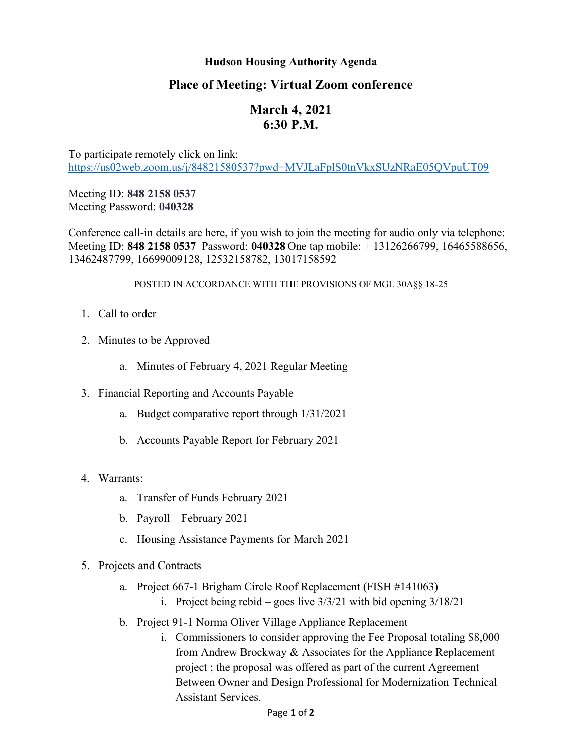**Hudson Housing Authority Agenda**

## Place of Meeting: Virtual Zoom conference

## March 4, 2021
## 6:30 P.M.

To participate remotely click on link:
https://us02web.zoom.us/j/84821580537?pwd=MVJLaFplS0tnVkxSUzNRaE05QVpuUT09

Meeting ID: **848 2158 0537**
Meeting Password: **040328**

Conference call-in details are here, if you wish to join the meeting for audio only via telephone:
Meeting ID: **848 2158 0537** Password: **040328** One tap mobile: + 13126266799, 16465588656, 13462487799, 16699009128, 12532158782, 13017158592

POSTED IN ACCORDANCE WITH THE PROVISIONS OF MGL 30A§§ 18-25

1. Call to order

2. Minutes to be Approved

   a. Minutes of February 4, 2021 Regular Meeting

3. Financial Reporting and Accounts Payable

   a. Budget comparative report through 1/31/2021

   b. Accounts Payable Report for February 2021

4. Warrants:

   a. Transfer of Funds February 2021

   b. Payroll – February 2021

   c. Housing Assistance Payments for March 2021

5. Projects and Contracts

   a. Project 667-1 Brigham Circle Roof Replacement (FISH #141063)
      i. Project being rebid – goes live 3/3/21 with bid opening 3/18/21

   b. Project 91-1 Norma Oliver Village Appliance Replacement
      i. Commissioners to consider approving the Fee Proposal totaling $8,000 from Andrew Brockway & Associates for the Appliance Replacement project ; the proposal was offered as part of the current Agreement Between Owner and Design Professional for Modernization Technical Assistant Services.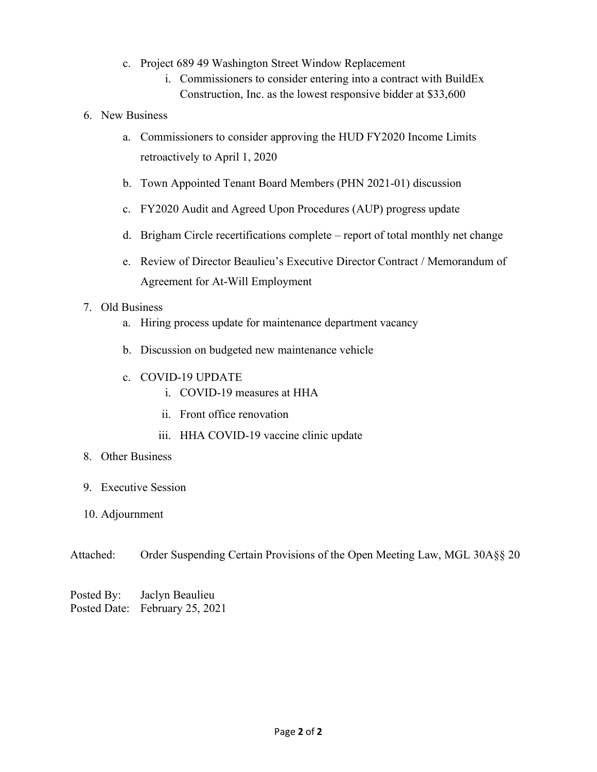c. Project 689 49 Washington Street Window Replacement
   i. Commissioners to consider entering into a contract with BuildEx Construction, Inc. as the lowest responsive bidder at $33,600

6. New Business
   a. Commissioners to consider approving the HUD FY2020 Income Limits retroactively to April 1, 2020
   b. Town Appointed Tenant Board Members (PHN 2021-01) discussion
   c. FY2020 Audit and Agreed Upon Procedures (AUP) progress update
   d. Brigham Circle recertifications complete – report of total monthly net change
   e. Review of Director Beaulieu's Executive Director Contract / Memorandum of Agreement for At-Will Employment

7. Old Business
   a. Hiring process update for maintenance department vacancy
   b. Discussion on budgeted new maintenance vehicle
   c. COVID-19 UPDATE
      i. COVID-19 measures at HHA
      ii. Front office renovation
      iii. HHA COVID-19 vaccine clinic update

8. Other Business

9. Executive Session

10. Adjournment

Attached: Order Suspending Certain Provisions of the Open Meeting Law, MGL 30A§§ 20

Posted By: Jaclyn Beaulieu
Posted Date: February 25, 2021